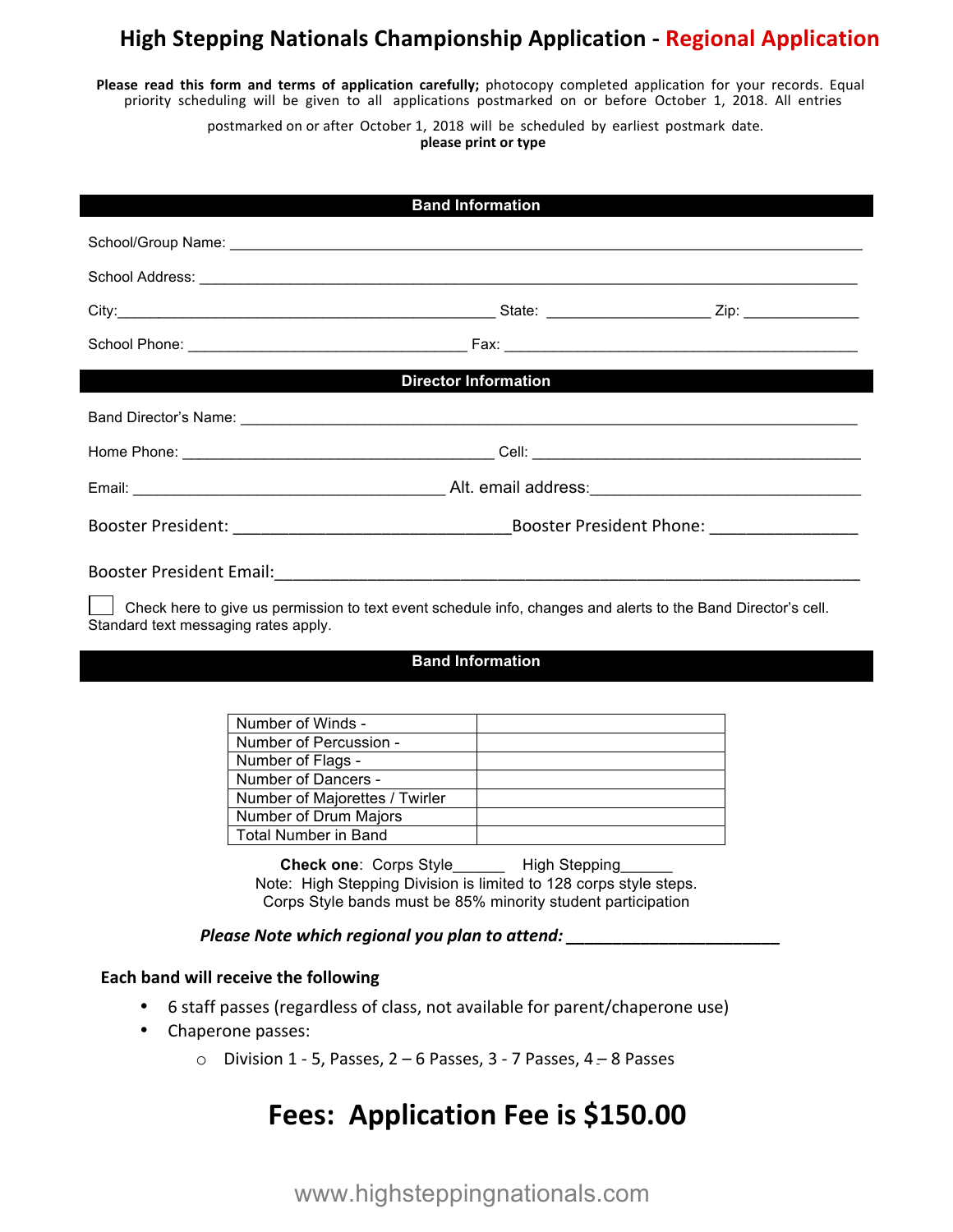# High Stepping Nationals Championship Application - Regional Application

**Please read this form and terms of application carefully;** photocopy completed application for your records. Equal priority scheduling will be given to all applications postmarked on or before October 1, 2018. All entries postmarked on or after October 1, 2018 will be scheduled by earliest postmark date.

**please print or type**

## Band Information

School/Group Name: ___________________________________________________________________________

School Address: ______________________________________________________________________________

City:_____________________________________________ State: ___________________ Zip: _____________

School Phone: _________________________________ Fax: _________________________________________

## Director Information

Band Director's Name: _________________________________________________________________________

Home Phone: ____________________________________ Cell: ______________________________________

Email: ____________________________________ Alt. email address:_____________________________

Booster President: _____________________________Booster President Phone: _______________

Booster President Email:_______________________________________________________________

☐ Check here to give us permission to text event schedule info, changes and alerts to the Band Director's cell. Standard text messaging rates apply.

## Band Information

| | |
|---|---|
| Number of Winds - | |
| Number of Percussion - | |
| Number of Flags - | |
| Number of Dancers - | |
| Number of Majorettes / Twirler | |
| Number of Drum Majors | |
| Total Number in Band | |

**Check one**: Corps Style______ High Stepping______

Note: High Stepping Division is limited to 128 corps style steps.
Corps Style bands must be 85% minority student participation

***Please Note which regional you plan to attend: _______________________***

**Each band will receive the following**

- 6 staff passes (regardless of class, not available for parent/chaperone use)
- Chaperone passes:
  - Division 1 - 5, Passes, 2 – 6 Passes, 3 - 7 Passes, 4 – 8 Passes

# Fees: Application Fee is $150.00

www.highsteppingnationals.com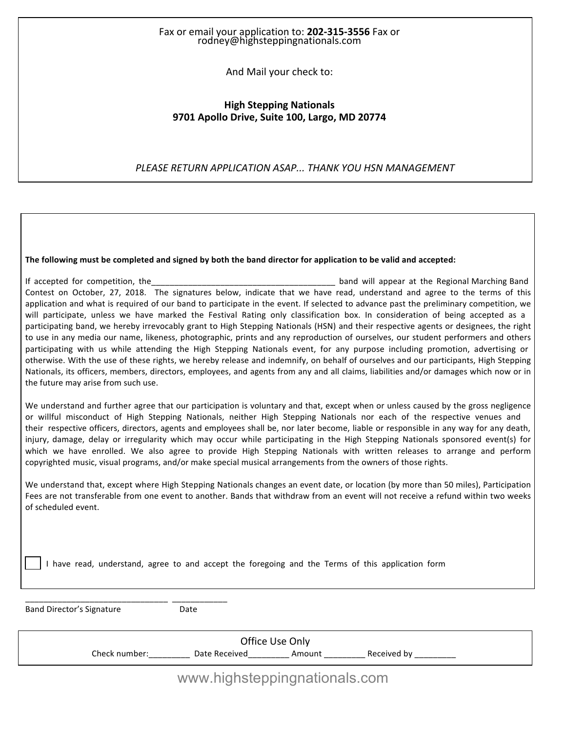Fax or email your application to: **202-315-3556** Fax or rodney@highsteppingnationals.com

And Mail your check to:

**High Stepping Nationals**
**9701 Apollo Drive, Suite 100, Largo, MD 20774**

*PLEASE RETURN APPLICATION ASAP... THANK YOU HSN MANAGEMENT*

**The following must be completed and signed by both the band director for application to be valid and accepted:**

If accepted for competition, the_________________________________________ band will appear at the Regional Marching Band Contest on October, 27, 2018. The signatures below, indicate that we have read, understand and agree to the terms of this application and what is required of our band to participate in the event. If selected to advance past the preliminary competition, we will participate, unless we have marked the Festival Rating only classification box. In consideration of being accepted as a participating band, we hereby irrevocably grant to High Stepping Nationals (HSN) and their respective agents or designees, the right to use in any media our name, likeness, photographic, prints and any reproduction of ourselves, our student performers and others participating with us while attending the High Stepping Nationals event, for any purpose including promotion, advertising or otherwise. With the use of these rights, we hereby release and indemnify, on behalf of ourselves and our participants, High Stepping Nationals, its officers, members, directors, employees, and agents from any and all claims, liabilities and/or damages which now or in the future may arise from such use.

We understand and further agree that our participation is voluntary and that, except when or unless caused by the gross negligence or willful misconduct of High Stepping Nationals, neither High Stepping Nationals nor each of the respective venues and their respective officers, directors, agents and employees shall be, nor later become, liable or responsible in any way for any death, injury, damage, delay or irregularity which may occur while participating in the High Stepping Nationals sponsored event(s) for which we have enrolled. We also agree to provide High Stepping Nationals with written releases to arrange and perform copyrighted music, visual programs, and/or make special musical arrangements from the owners of those rights.

We understand that, except where High Stepping Nationals changes an event date, or location (by more than 50 miles), Participation Fees are not transferable from one event to another. Bands that withdraw from an event will not receive a refund within two weeks of scheduled event.

☐ I have read, understand, agree to and accept the foregoing and the Terms of this application form

_______________________________ ____________
Band Director's Signature Date

Office Use Only

Check number:_________ Date Received_________ Amount _________ Received by _________

www.highsteppingnationals.com